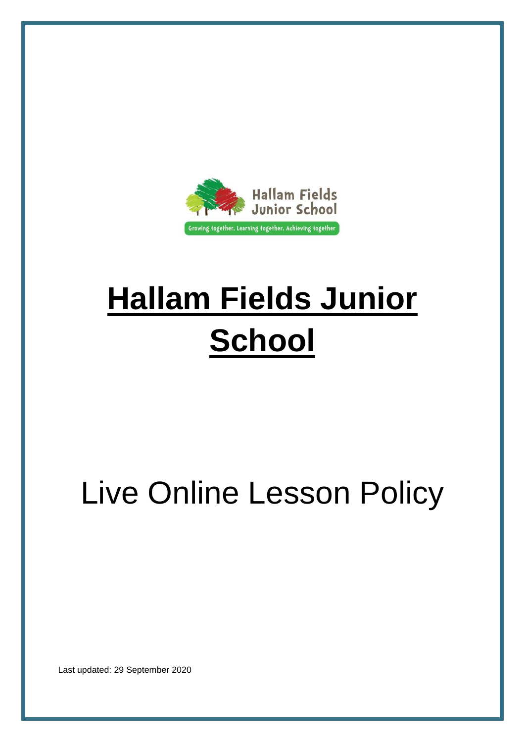# Hallam Fields Junior School

Live Online Lesson Policy

Last updated: 29 September 2020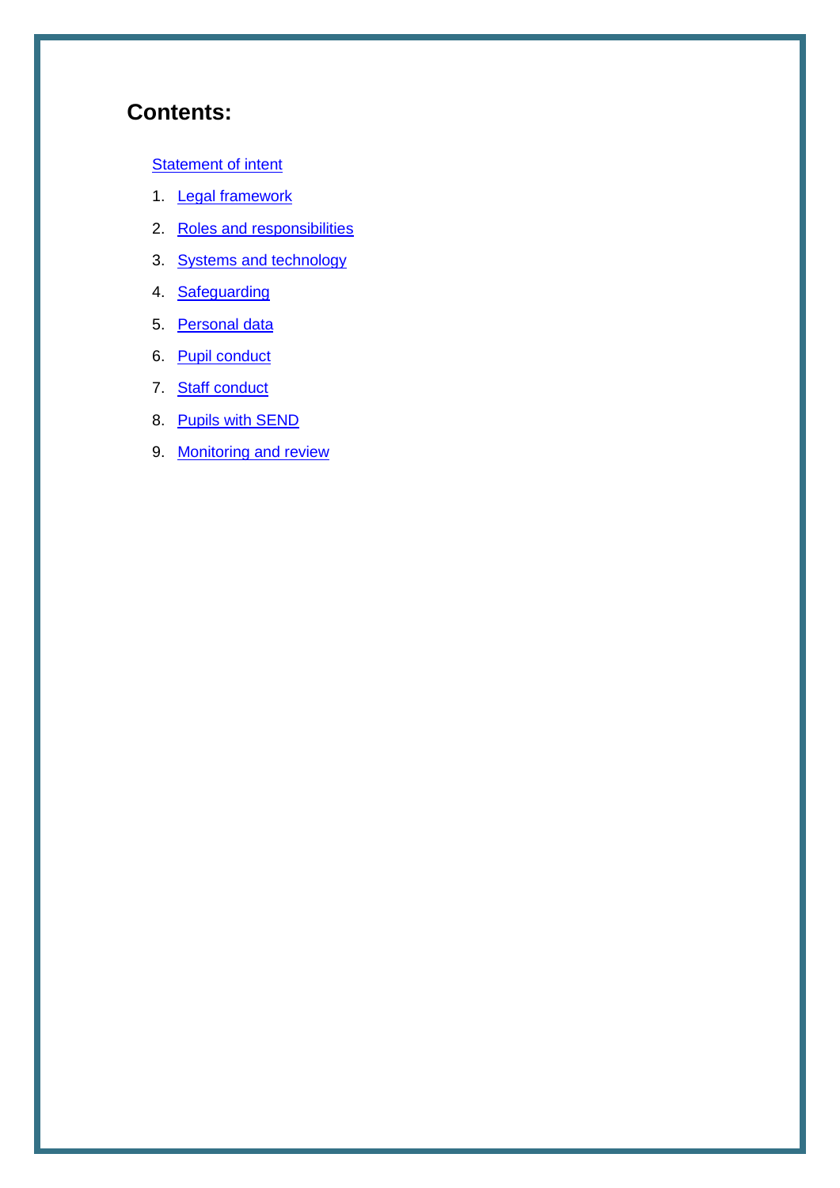## Contents:

Statement of intent

1. Legal framework
2. Roles and responsibilities
3. Systems and technology
4. Safeguarding
5. Personal data
6. Pupil conduct
7. Staff conduct
8. Pupils with SEND
9. Monitoring and review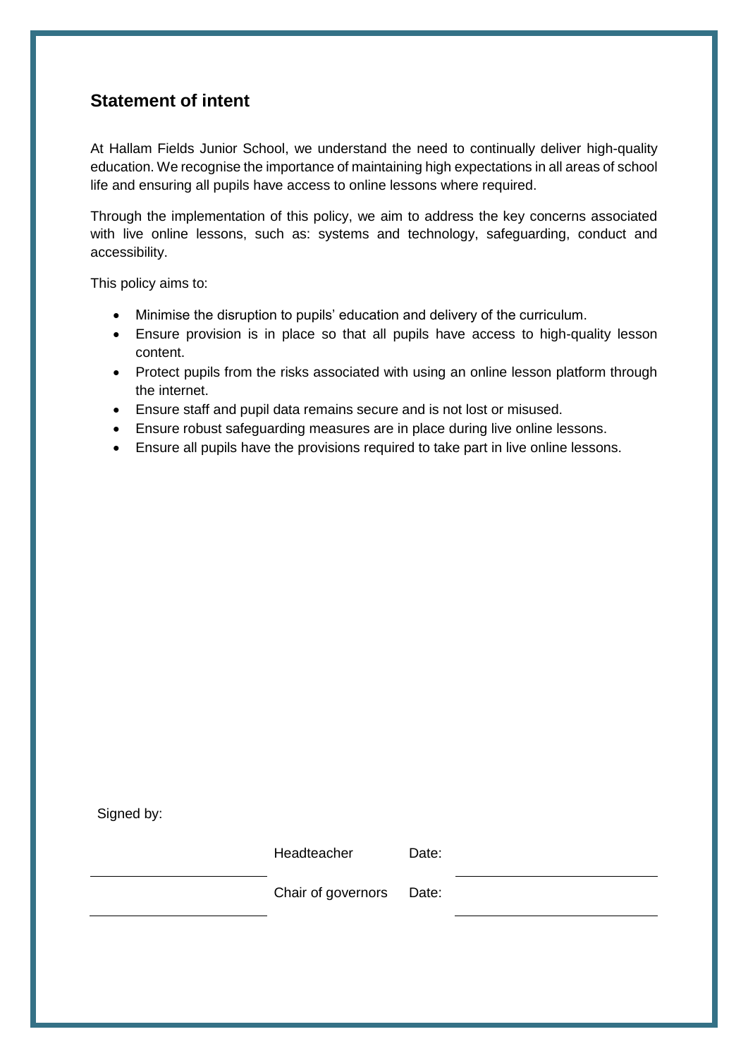## Statement of intent

At Hallam Fields Junior School, we understand the need to continually deliver high-quality education. We recognise the importance of maintaining high expectations in all areas of school life and ensuring all pupils have access to online lessons where required.

Through the implementation of this policy, we aim to address the key concerns associated with live online lessons, such as: systems and technology, safeguarding, conduct and accessibility.

This policy aims to:

- Minimise the disruption to pupils' education and delivery of the curriculum.
- Ensure provision is in place so that all pupils have access to high-quality lesson content.
- Protect pupils from the risks associated with using an online lesson platform through the internet.
- Ensure staff and pupil data remains secure and is not lost or misused.
- Ensure robust safeguarding measures are in place during live online lessons.
- Ensure all pupils have the provisions required to take part in live online lessons.

Signed by:

| | | | |
|---|---|---|---|
| ____________________ | Headteacher | Date: | ____________________ |
| ____________________ | Chair of governors | Date: | ____________________ |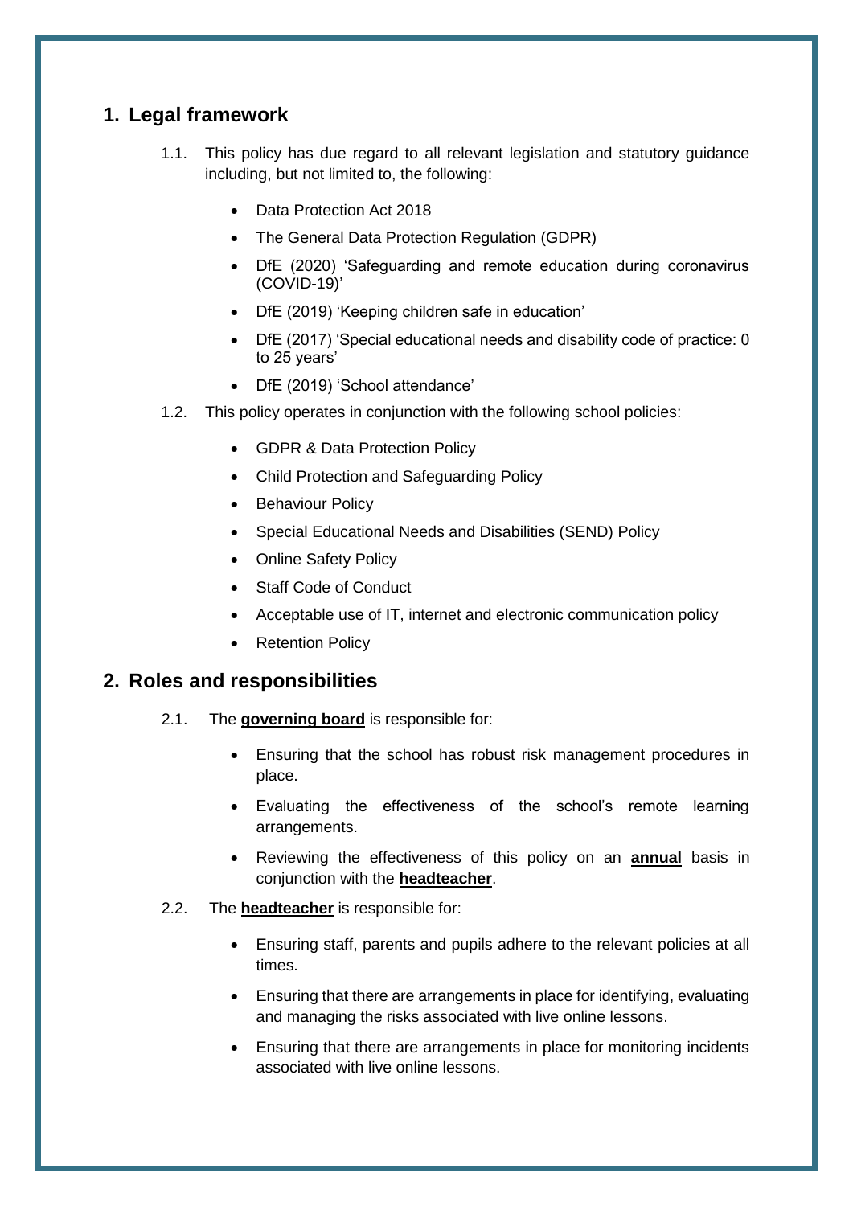## 1. Legal framework

1.1. This policy has due regard to all relevant legislation and statutory guidance including, but not limited to, the following:

- Data Protection Act 2018
- The General Data Protection Regulation (GDPR)
- DfE (2020) 'Safeguarding and remote education during coronavirus (COVID-19)'
- DfE (2019) 'Keeping children safe in education'
- DfE (2017) 'Special educational needs and disability code of practice: 0 to 25 years'
- DfE (2019) 'School attendance'

1.2. This policy operates in conjunction with the following school policies:

- GDPR & Data Protection Policy
- Child Protection and Safeguarding Policy
- Behaviour Policy
- Special Educational Needs and Disabilities (SEND) Policy
- Online Safety Policy
- Staff Code of Conduct
- Acceptable use of IT, internet and electronic communication policy
- Retention Policy

## 2. Roles and responsibilities

2.1. The **governing board** is responsible for:

- Ensuring that the school has robust risk management procedures in place.
- Evaluating the effectiveness of the school's remote learning arrangements.
- Reviewing the effectiveness of this policy on an **annual** basis in conjunction with the **headteacher**.

2.2. The **headteacher** is responsible for:

- Ensuring staff, parents and pupils adhere to the relevant policies at all times.
- Ensuring that there are arrangements in place for identifying, evaluating and managing the risks associated with live online lessons.
- Ensuring that there are arrangements in place for monitoring incidents associated with live online lessons.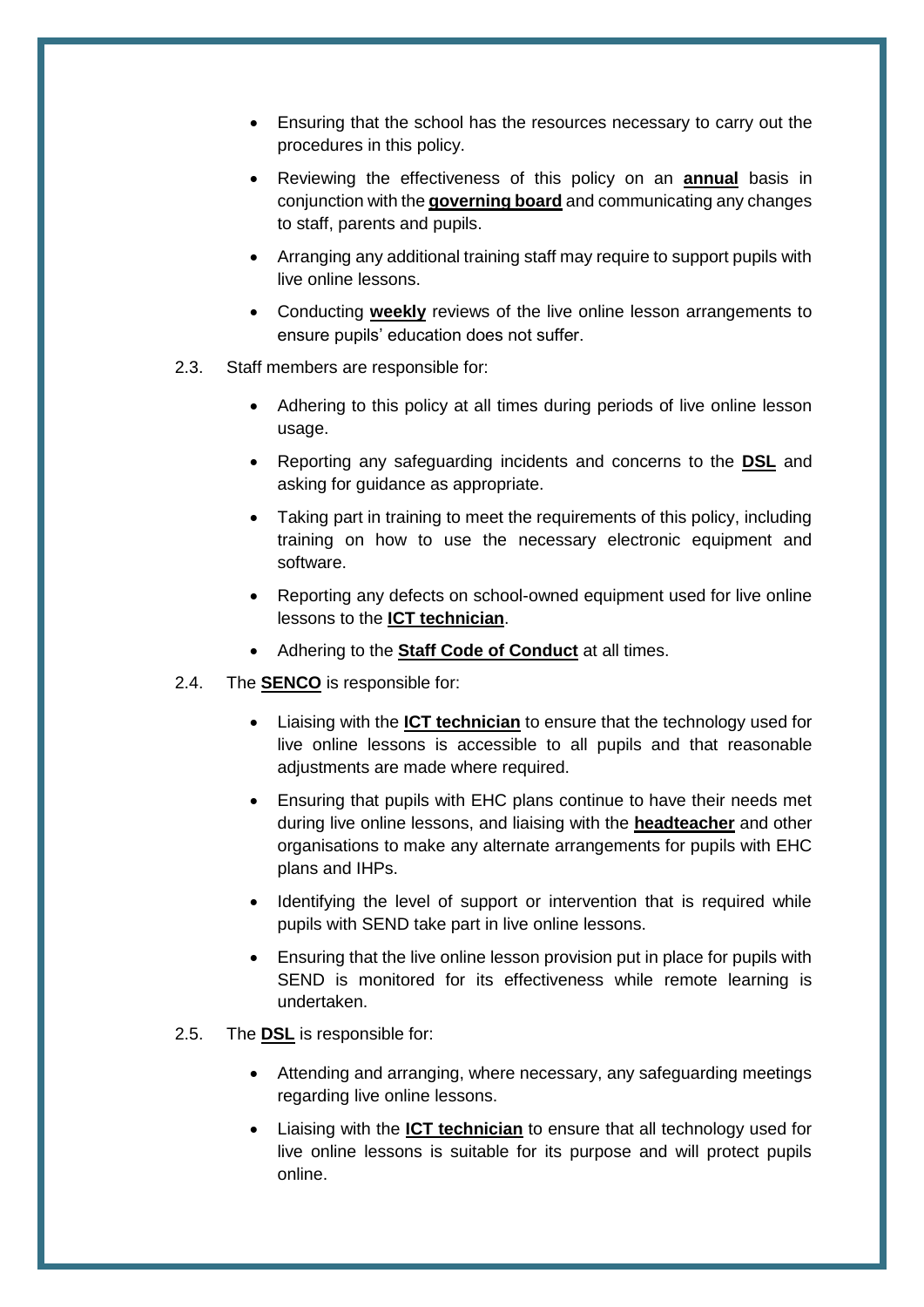- Ensuring that the school has the resources necessary to carry out the procedures in this policy.
- Reviewing the effectiveness of this policy on an **annual** basis in conjunction with the **governing board** and communicating any changes to staff, parents and pupils.
- Arranging any additional training staff may require to support pupils with live online lessons.
- Conducting **weekly** reviews of the live online lesson arrangements to ensure pupils' education does not suffer.

2.3. Staff members are responsible for:

- Adhering to this policy at all times during periods of live online lesson usage.
- Reporting any safeguarding incidents and concerns to the **DSL** and asking for guidance as appropriate.
- Taking part in training to meet the requirements of this policy, including training on how to use the necessary electronic equipment and software.
- Reporting any defects on school-owned equipment used for live online lessons to the **ICT technician**.
- Adhering to the **Staff Code of Conduct** at all times.

2.4. The **SENCO** is responsible for:

- Liaising with the **ICT technician** to ensure that the technology used for live online lessons is accessible to all pupils and that reasonable adjustments are made where required.
- Ensuring that pupils with EHC plans continue to have their needs met during live online lessons, and liaising with the **headteacher** and other organisations to make any alternate arrangements for pupils with EHC plans and IHPs.
- Identifying the level of support or intervention that is required while pupils with SEND take part in live online lessons.
- Ensuring that the live online lesson provision put in place for pupils with SEND is monitored for its effectiveness while remote learning is undertaken.

2.5. The **DSL** is responsible for:

- Attending and arranging, where necessary, any safeguarding meetings regarding live online lessons.
- Liaising with the **ICT technician** to ensure that all technology used for live online lessons is suitable for its purpose and will protect pupils online.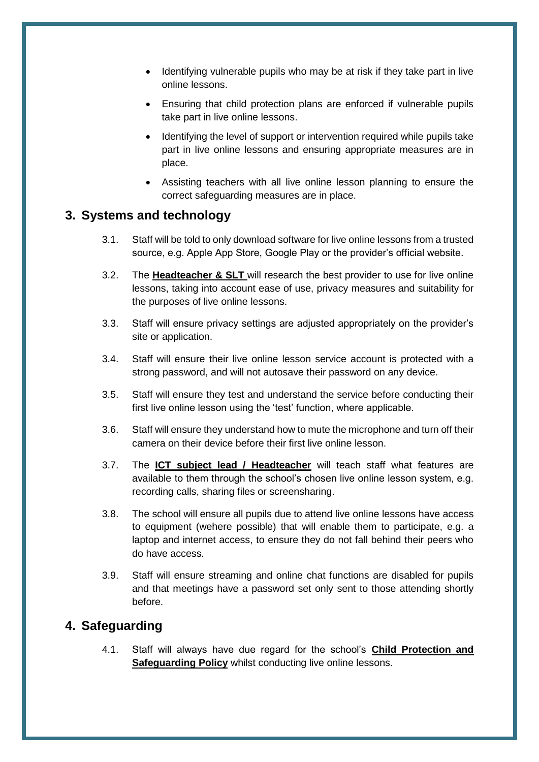- Identifying vulnerable pupils who may be at risk if they take part in live online lessons.
- Ensuring that child protection plans are enforced if vulnerable pupils take part in live online lessons.
- Identifying the level of support or intervention required while pupils take part in live online lessons and ensuring appropriate measures are in place.
- Assisting teachers with all live online lesson planning to ensure the correct safeguarding measures are in place.

## 3. Systems and technology

3.1. Staff will be told to only download software for live online lessons from a trusted source, e.g. Apple App Store, Google Play or the provider's official website.

3.2. The **Headteacher & SLT** will research the best provider to use for live online lessons, taking into account ease of use, privacy measures and suitability for the purposes of live online lessons.

3.3. Staff will ensure privacy settings are adjusted appropriately on the provider's site or application.

3.4. Staff will ensure their live online lesson service account is protected with a strong password, and will not autosave their password on any device.

3.5. Staff will ensure they test and understand the service before conducting their first live online lesson using the 'test' function, where applicable.

3.6. Staff will ensure they understand how to mute the microphone and turn off their camera on their device before their first live online lesson.

3.7. The **ICT subject lead / Headteacher** will teach staff what features are available to them through the school's chosen live online lesson system, e.g. recording calls, sharing files or screensharing.

3.8. The school will ensure all pupils due to attend live online lessons have access to equipment (wehere possible) that will enable them to participate, e.g. a laptop and internet access, to ensure they do not fall behind their peers who do have access.

3.9. Staff will ensure streaming and online chat functions are disabled for pupils and that meetings have a password set only sent to those attending shortly before.

## 4. Safeguarding

4.1. Staff will always have due regard for the school's **Child Protection and Safeguarding Policy** whilst conducting live online lessons.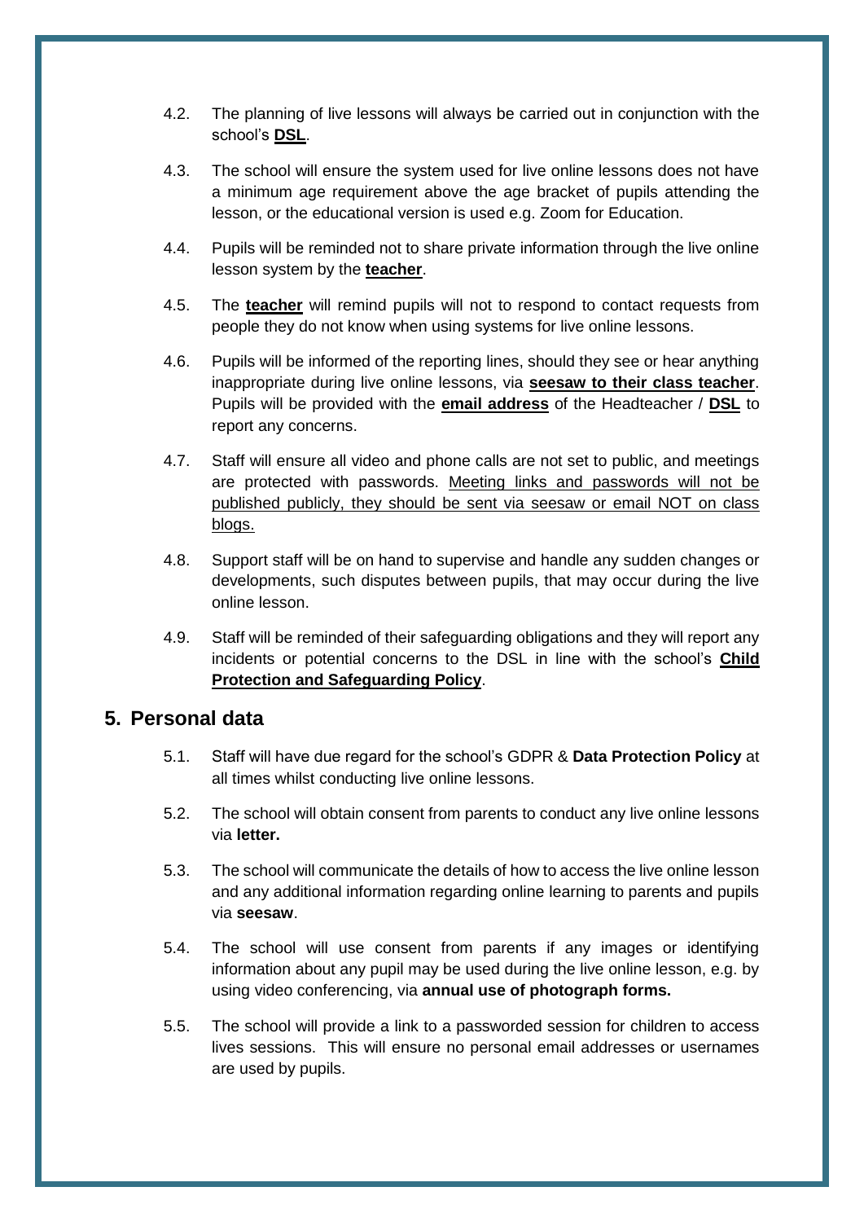4.2. The planning of live lessons will always be carried out in conjunction with the school's **DSL**.

4.3. The school will ensure the system used for live online lessons does not have a minimum age requirement above the age bracket of pupils attending the lesson, or the educational version is used e.g. Zoom for Education.

4.4. Pupils will be reminded not to share private information through the live online lesson system by the **teacher**.

4.5. The **teacher** will remind pupils will not to respond to contact requests from people they do not know when using systems for live online lessons.

4.6. Pupils will be informed of the reporting lines, should they see or hear anything inappropriate during live online lessons, via **seesaw to their class teacher**. Pupils will be provided with the **email address** of the Headteacher / **DSL** to report any concerns.

4.7. Staff will ensure all video and phone calls are not set to public, and meetings are protected with passwords. Meeting links and passwords will not be published publicly, they should be sent via seesaw or email NOT on class blogs.

4.8. Support staff will be on hand to supervise and handle any sudden changes or developments, such disputes between pupils, that may occur during the live online lesson.

4.9. Staff will be reminded of their safeguarding obligations and they will report any incidents or potential concerns to the DSL in line with the school's **Child Protection and Safeguarding Policy**.

## 5. Personal data

5.1. Staff will have due regard for the school's GDPR & **Data Protection Policy** at all times whilst conducting live online lessons.

5.2. The school will obtain consent from parents to conduct any live online lessons via **letter.**

5.3. The school will communicate the details of how to access the live online lesson and any additional information regarding online learning to parents and pupils via **seesaw**.

5.4. The school will use consent from parents if any images or identifying information about any pupil may be used during the live online lesson, e.g. by using video conferencing, via **annual use of photograph forms.**

5.5. The school will provide a link to a passworded session for children to access lives sessions. This will ensure no personal email addresses or usernames are used by pupils.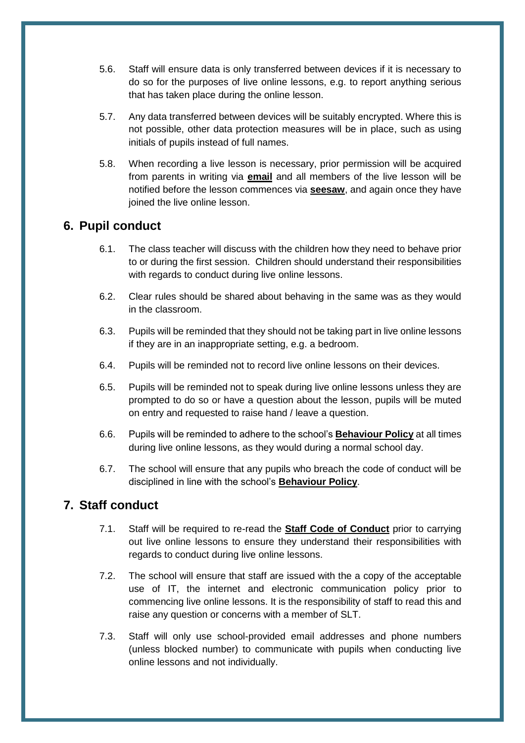5.6. Staff will ensure data is only transferred between devices if it is necessary to do so for the purposes of live online lessons, e.g. to report anything serious that has taken place during the online lesson.

5.7. Any data transferred between devices will be suitably encrypted. Where this is not possible, other data protection measures will be in place, such as using initials of pupils instead of full names.

5.8. When recording a live lesson is necessary, prior permission will be acquired from parents in writing via **email** and all members of the live lesson will be notified before the lesson commences via **seesaw**, and again once they have joined the live online lesson.

## 6. Pupil conduct

6.1. The class teacher will discuss with the children how they need to behave prior to or during the first session. Children should understand their responsibilities with regards to conduct during live online lessons.

6.2. Clear rules should be shared about behaving in the same was as they would in the classroom.

6.3. Pupils will be reminded that they should not be taking part in live online lessons if they are in an inappropriate setting, e.g. a bedroom.

6.4. Pupils will be reminded not to record live online lessons on their devices.

6.5. Pupils will be reminded not to speak during live online lessons unless they are prompted to do so or have a question about the lesson, pupils will be muted on entry and requested to raise hand / leave a question.

6.6. Pupils will be reminded to adhere to the school's **Behaviour Policy** at all times during live online lessons, as they would during a normal school day.

6.7. The school will ensure that any pupils who breach the code of conduct will be disciplined in line with the school's **Behaviour Policy**.

## 7. Staff conduct

7.1. Staff will be required to re-read the **Staff Code of Conduct** prior to carrying out live online lessons to ensure they understand their responsibilities with regards to conduct during live online lessons.

7.2. The school will ensure that staff are issued with the a copy of the acceptable use of IT, the internet and electronic communication policy prior to commencing live online lessons. It is the responsibility of staff to read this and raise any question or concerns with a member of SLT.

7.3. Staff will only use school-provided email addresses and phone numbers (unless blocked number) to communicate with pupils when conducting live online lessons and not individually.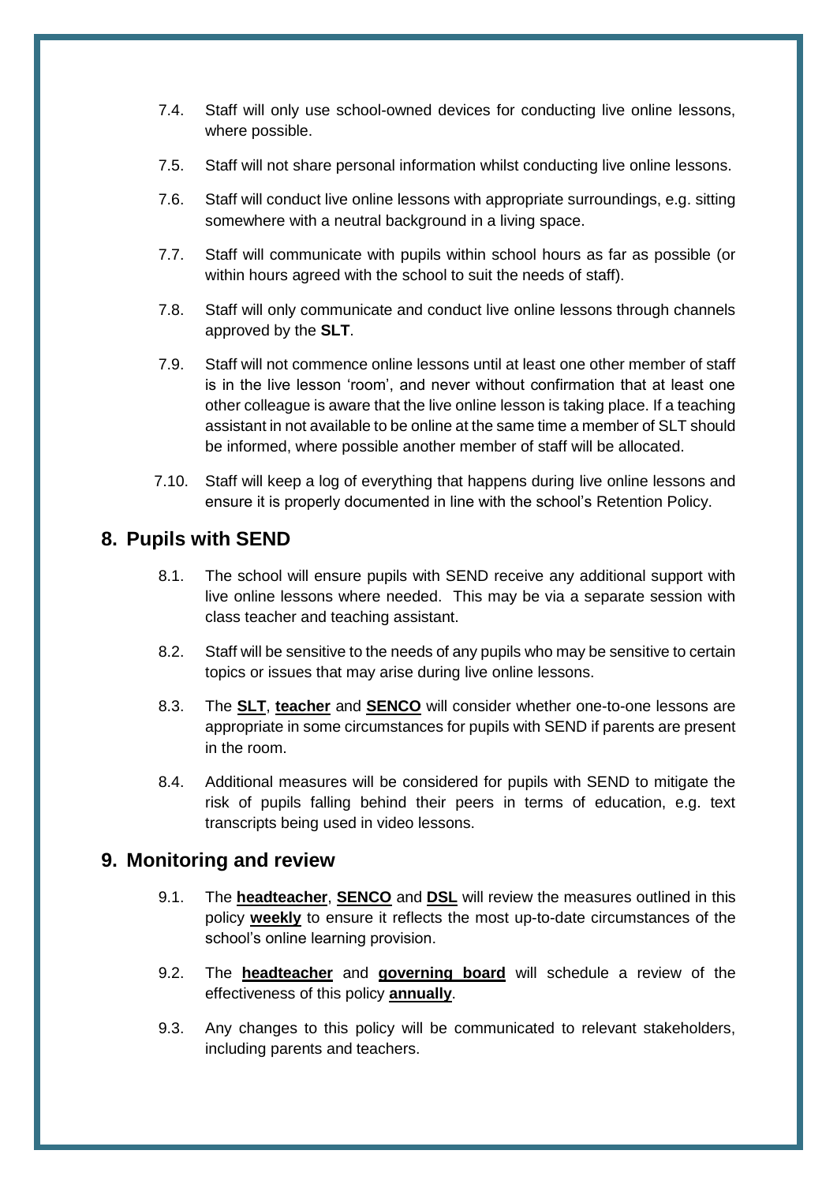7.4. Staff will only use school-owned devices for conducting live online lessons, where possible.

7.5. Staff will not share personal information whilst conducting live online lessons.

7.6. Staff will conduct live online lessons with appropriate surroundings, e.g. sitting somewhere with a neutral background in a living space.

7.7. Staff will communicate with pupils within school hours as far as possible (or within hours agreed with the school to suit the needs of staff).

7.8. Staff will only communicate and conduct live online lessons through channels approved by the **SLT**.

7.9. Staff will not commence online lessons until at least one other member of staff is in the live lesson 'room', and never without confirmation that at least one other colleague is aware that the live online lesson is taking place. If a teaching assistant in not available to be online at the same time a member of SLT should be informed, where possible another member of staff will be allocated.

7.10. Staff will keep a log of everything that happens during live online lessons and ensure it is properly documented in line with the school's Retention Policy.

## 8. Pupils with SEND

8.1. The school will ensure pupils with SEND receive any additional support with live online lessons where needed. This may be via a separate session with class teacher and teaching assistant.

8.2. Staff will be sensitive to the needs of any pupils who may be sensitive to certain topics or issues that may arise during live online lessons.

8.3. The **SLT**, **teacher** and **SENCO** will consider whether one-to-one lessons are appropriate in some circumstances for pupils with SEND if parents are present in the room.

8.4. Additional measures will be considered for pupils with SEND to mitigate the risk of pupils falling behind their peers in terms of education, e.g. text transcripts being used in video lessons.

## 9. Monitoring and review

9.1. The **headteacher**, **SENCO** and **DSL** will review the measures outlined in this policy **weekly** to ensure it reflects the most up-to-date circumstances of the school's online learning provision.

9.2. The **headteacher** and **governing board** will schedule a review of the effectiveness of this policy **annually**.

9.3. Any changes to this policy will be communicated to relevant stakeholders, including parents and teachers.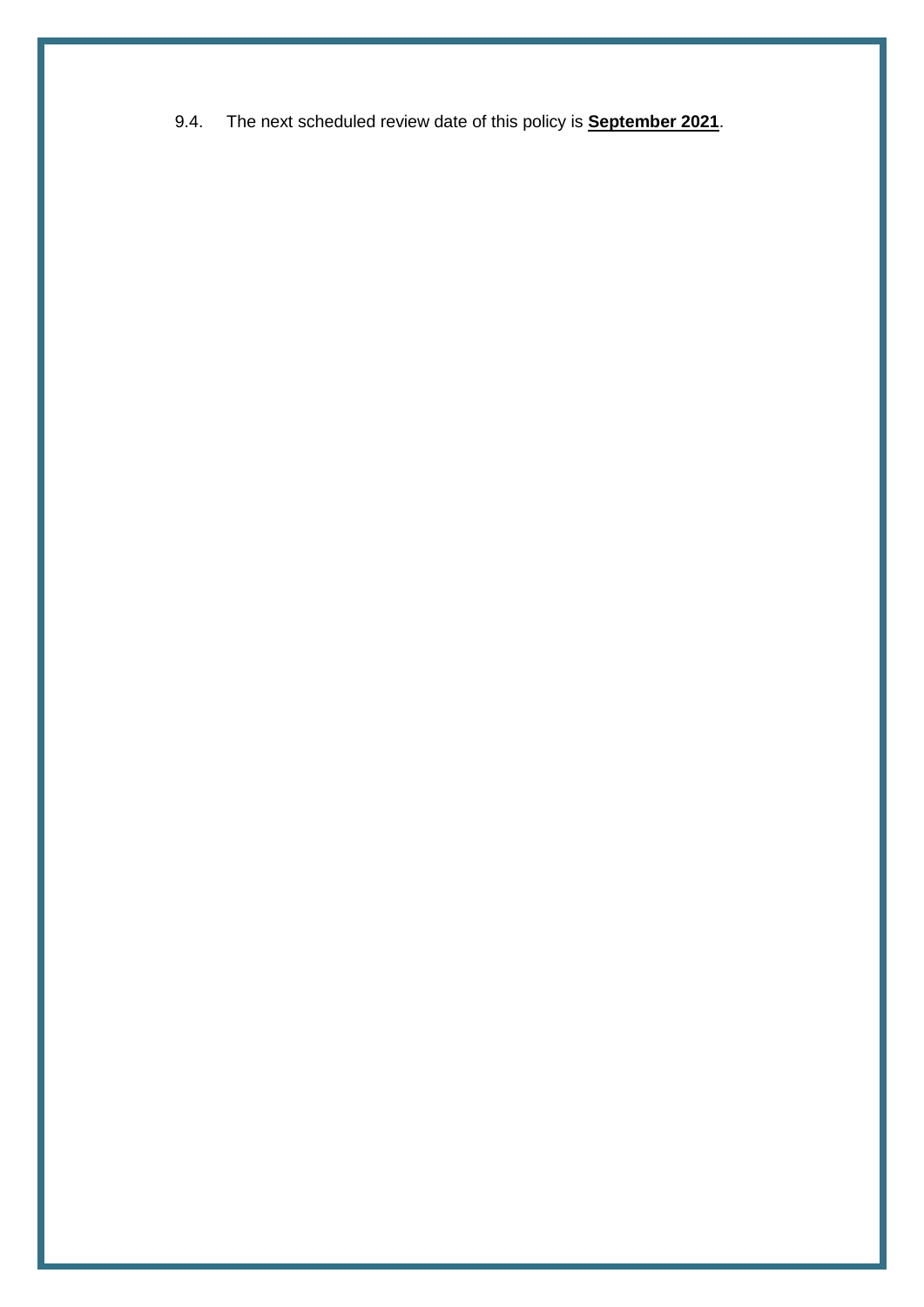9.4. The next scheduled review date of this policy is **September 2021**.